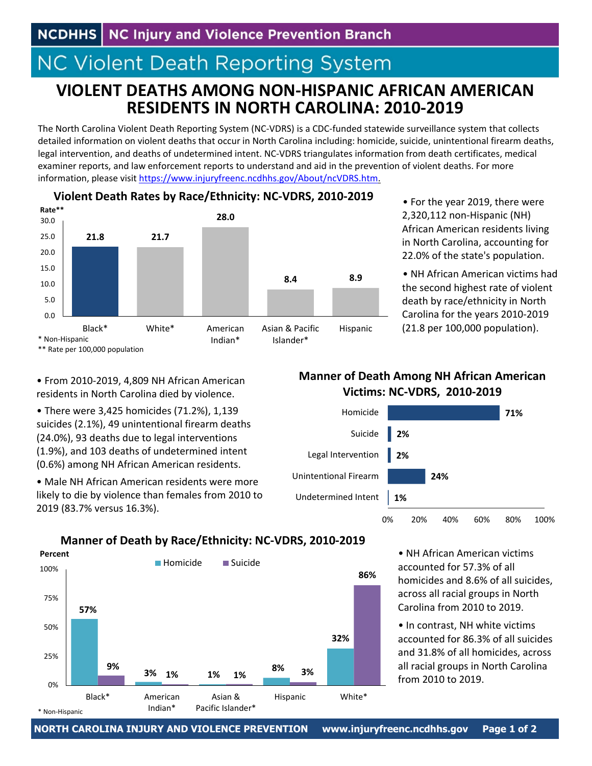NCDHHS | NC Injury and Violence Prevention Branch

# NC Violent Death Reporting System

## VIOLENT DEATHS AMONG NON-HISPANIC AFRICAN AMERICAN RESIDENTS IN NORTH CAROLINA: 2010-2019

The North Carolina Violent Death Reporting System (NC-VDRS) is a CDC-funded statewide surveillance system that collects detailed information on violent deaths that occur in North Carolina including: homicide, suicide, unintentional firearm deaths, legal intervention, and deaths of undetermined intent. NC-VDRS triangulates information from death certificates, medical examiner reports, and law enforcement reports to understand and aid in the prevention of violent deaths. For more information, please visit https://www.injuryfreenc.ncdhhs.gov/About/ncVDRS.htm.

### Violent Death Rates by Race/Ethnicity: NC-VDRS, 2010-2019

| Race/Ethnicity | Rate** |
|---|---|
| Black* | 21.8 |
| White* | 21.7 |
| American Indian* | 28.0 |
| Asian & Pacific Islander* | 8.4 |
| Hispanic | 8.9 |

\* Non-Hispanic
** Rate per 100,000 population

- For the year 2019, there were 2,320,112 non-Hispanic (NH) African American residents living in North Carolina, accounting for 22.0% of the state's population.
- NH African American victims had the second highest rate of violent death by race/ethnicity in North Carolina for the years 2010-2019 (21.8 per 100,000 population).

- From 2010-2019, 4,809 NH African American residents in North Carolina died by violence.
- There were 3,425 homicides (71.2%), 1,139 suicides (2.1%), 49 unintentional firearm deaths (24.0%), 93 deaths due to legal interventions (1.9%), and 103 deaths of undetermined intent (0.6%) among NH African American residents.
- Male NH African American residents were more likely to die by violence than females from 2010 to 2019 (83.7% versus 16.3%).

### Manner of Death Among NH African American Victims: NC-VDRS, 2010-2019

| Manner of Death | Percent |
|---|---|
| Homicide | 71% |
| Suicide | 2% |
| Legal Intervention | 2% |
| Unintentional Firearm | 24% |
| Undetermined Intent | 1% |

### Manner of Death by Race/Ethnicity: NC-VDRS, 2010-2019

| Race/Ethnicity | Homicide | Suicide |
|---|---|---|
| Black* | 57% | 9% |
| American Indian* | 3% | 1% |
| Asian & Pacific Islander* | 1% | 1% |
| Hispanic | 8% | 3% |
| White* | 32% | 86% |

\* Non-Hispanic

- NH African American victims accounted for 57.3% of all homicides and 8.6% of all suicides, across all racial groups in North Carolina from 2010 to 2019.
- In contrast, NH white victims accounted for 86.3% of all suicides and 31.8% of all homicides, across all racial groups in North Carolina from 2010 to 2019.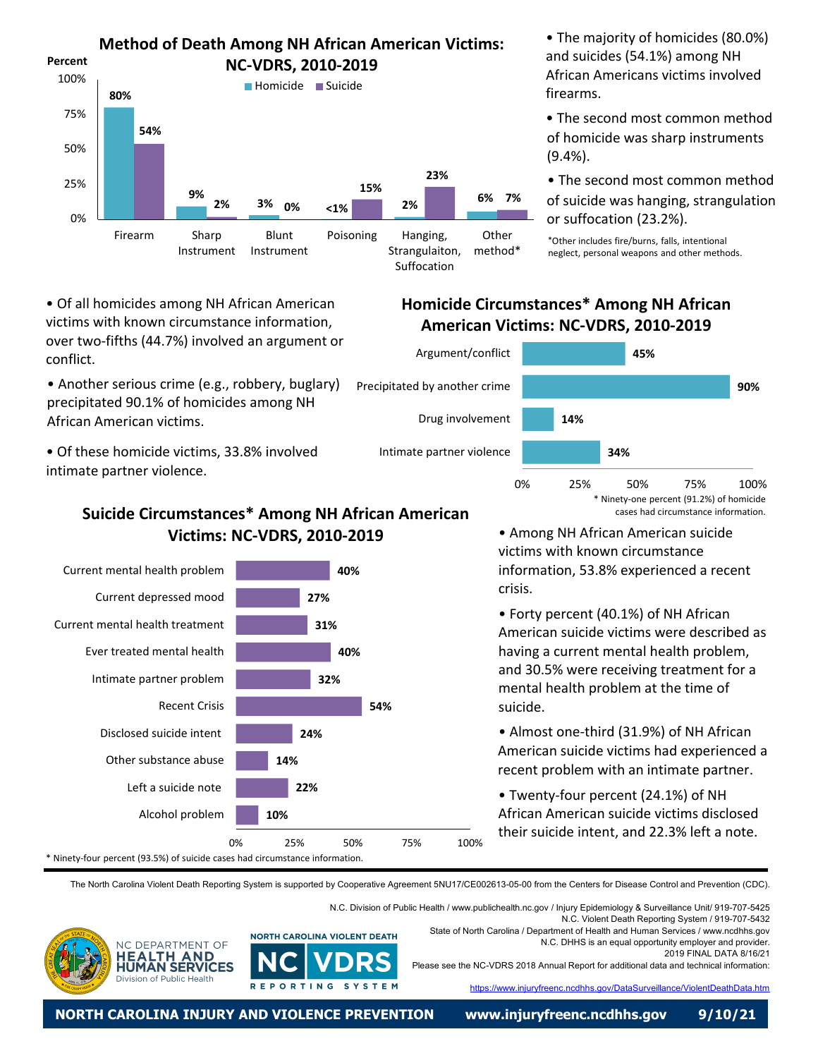## Method of Death Among NH African American Victims: NC-VDRS, 2010-2019

Percent

Homicide  Suicide

100%
75%
50%
25%
0%

Firearm: 80% 54%
Sharp Instrument: 9% 2%
Blunt Instrument: 3% 0%
Poisoning: <1% 15%
Hanging, Strangulaiton, Suffocation: 2% 23%
Other method*: 6% 7%

- The majority of homicides (80.0%) and suicides (54.1%) among NH African Americans victims involved firearms.
- The second most common method of homicide was sharp instruments (9.4%).
- The second most common method of suicide was hanging, strangulation or suffocation (23.2%).

*Other includes fire/burns, falls, intentional neglect, personal weapons and other methods.

- Of all homicides among NH African American victims with known circumstance information, over two-fifths (44.7%) involved an argument or conflict.
- Another serious crime (e.g., robbery, buglary) precipitated 90.1% of homicides among NH African American victims.
- Of these homicide victims, 33.8% involved intimate partner violence.

## Homicide Circumstances* Among NH African American Victims: NC-VDRS, 2010-2019

Argument/conflict 45%
Precipitated by another crime 90%
Drug involvement 14%
Intimate partner violence 34%

0% 25% 50% 75% 100%

* Ninety-one percent (91.2%) of homicide cases had circumstance information.

## Suicide Circumstances* Among NH African American Victims: NC-VDRS, 2010-2019

Current mental health problem 40%
Current depressed mood 27%
Current mental health treatment 31%
Ever treated mental health 40%
Intimate partner problem 32%
Recent Crisis 54%
Disclosed suicide intent 24%
Other substance abuse 14%
Left a suicide note 22%
Alcohol problem 10%

0% 25% 50% 75% 100%

* Ninety-four percent (93.5%) of suicide cases had circumstance information.

- Among NH African American suicide victims with known circumstance information, 53.8% experienced a recent crisis.
- Forty percent (40.1%) of NH African American suicide victims were described as having a current mental health problem, and 30.5% were receiving treatment for a mental health problem at the time of suicide.
- Almost one-third (31.9%) of NH African American suicide victims had experienced a recent problem with an intimate partner.
- Twenty-four percent (24.1%) of NH African American suicide victims disclosed their suicide intent, and 22.3% left a note.

The North Carolina Violent Death Reporting System is supported by Cooperative Agreement 5NU17/CE002613-05-00 from the Centers for Disease Control and Prevention (CDC).

N.C. Division of Public Health / www.publichealth.nc.gov / Injury Epidemiology & Surveillance Unit/ 919-707-5425
N.C. Violent Death Reporting System / 919-707-5432
State of North Carolina / Department of Health and Human Services / www.ncdhhs.gov
N.C. DHHS is an equal opportunity employer and provider.
2019 FINAL DATA 8/16/21
Please see the NC-VDRS 2018 Annual Report for additional data and technical information:
https://www.injuryfreenc.ncdhhs.gov/DataSurveillance/ViolentDeathData.htm

NC DEPARTMENT OF HEALTH AND HUMAN SERVICES Division of Public Health

NORTH CAROLINA VIOLENT DEATH NC VDRS REPORTING SYSTEM

NORTH CAROLINA INJURY AND VIOLENCE PREVENTION www.injuryfreenc.ncdhhs.gov 9/10/21